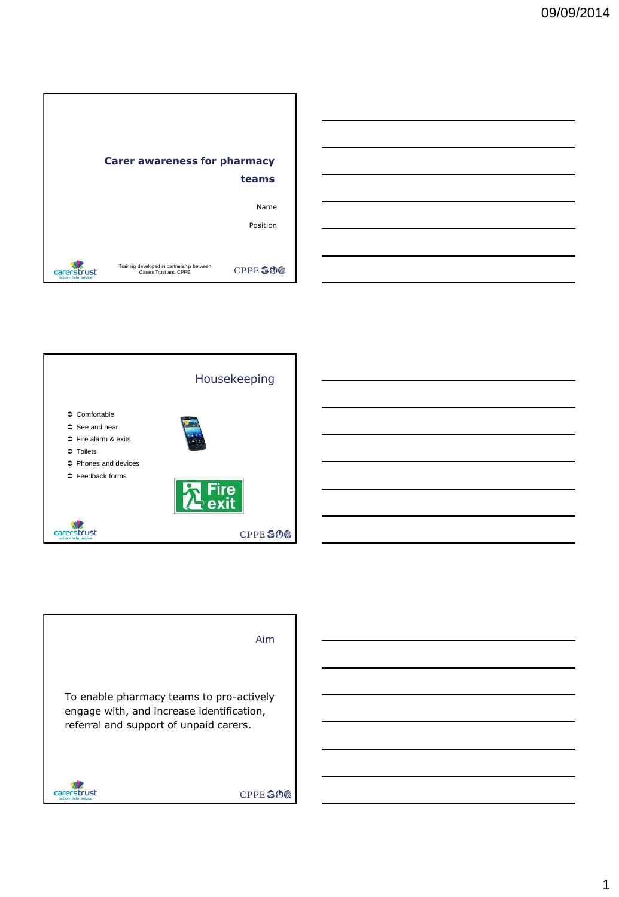## Carer awareness for pharmacy teams

Name

Position

Training developed in partnership between Carers Trust and CPPE

## Housekeeping

- Comfortable
- See and hear
- Fire alarm & exits
- Toilets
- Phones and devices
- Feedback forms

Fire exit

## Aim

To enable pharmacy teams to pro-actively engage with, and increase identification, referral and support of unpaid carers.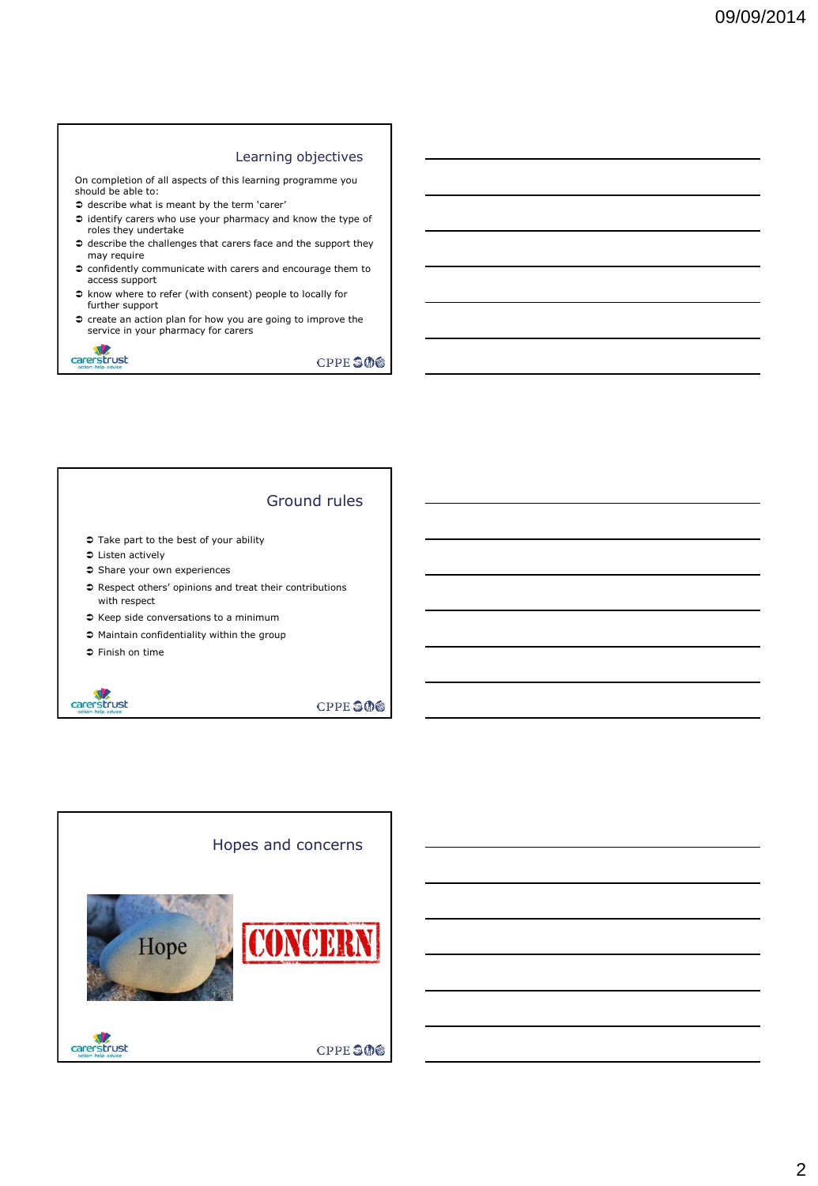## Learning objectives

On completion of all aspects of this learning programme you should be able to:

- describe what is meant by the term 'carer'
- identify carers who use your pharmacy and know the type of roles they undertake
- describe the challenges that carers face and the support they may require
- confidently communicate with carers and encourage them to access support
- know where to refer (with consent) people to locally for further support
- create an action plan for how you are going to improve the service in your pharmacy for carers

## Ground rules

- Take part to the best of your ability
- Listen actively
- Share your own experiences
- Respect others' opinions and treat their contributions with respect
- Keep side conversations to a minimum
- Maintain confidentiality within the group
- Finish on time

## Hopes and concerns

Hope

CONCERN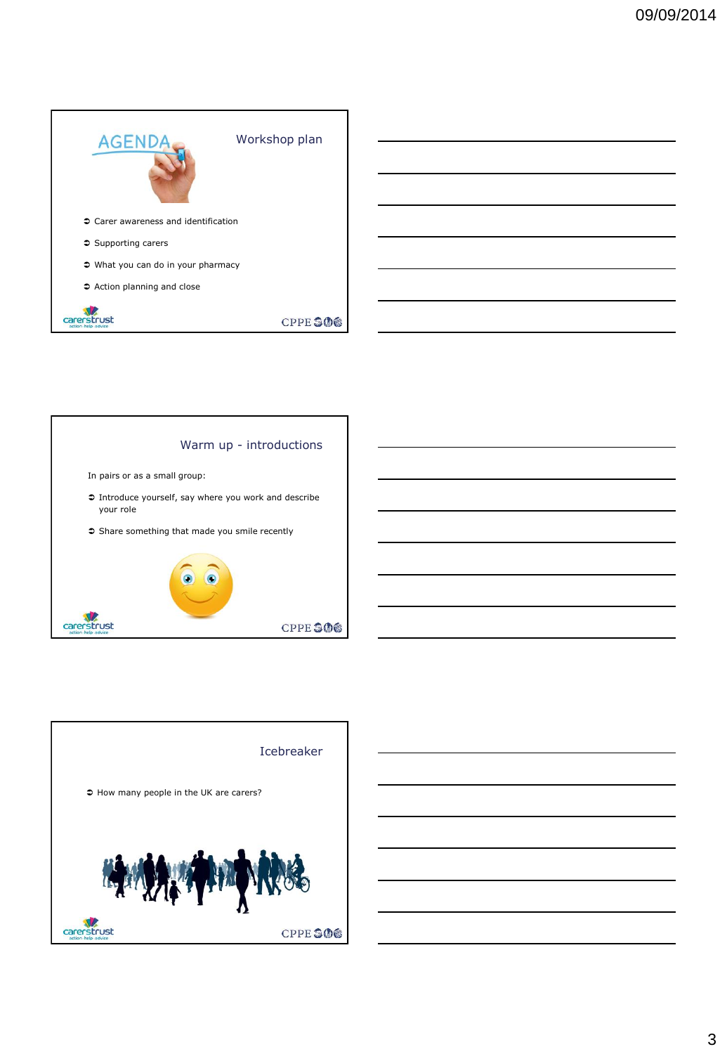## Workshop plan

- Carer awareness and identification
- Supporting carers
- What you can do in your pharmacy
- Action planning and close

## Warm up - introductions

In pairs or as a small group:

- Introduce yourself, say where you work and describe your role
- Share something that made you smile recently

## Icebreaker

- How many people in the UK are carers?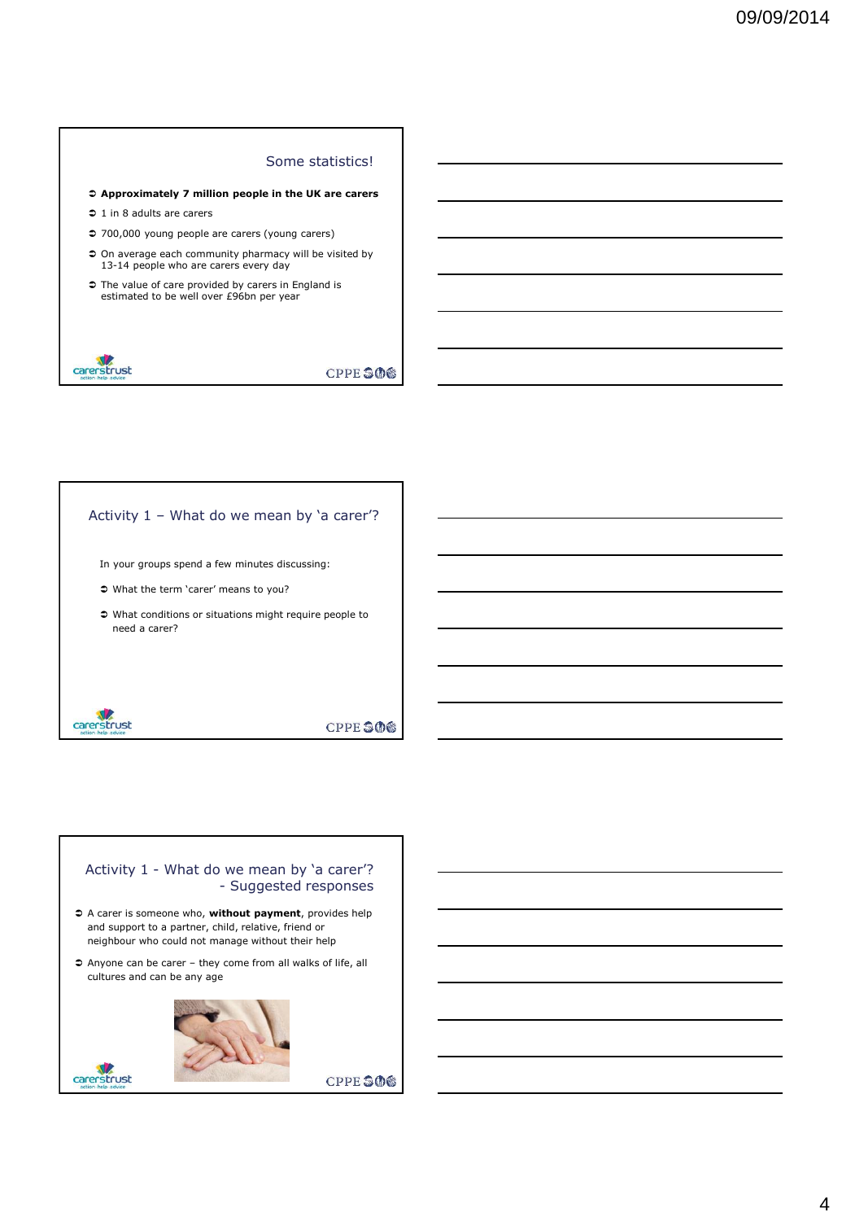## Some statistics!

- **Approximately 7 million people in the UK are carers**
- 1 in 8 adults are carers
- 700,000 young people are carers (young carers)
- On average each community pharmacy will be visited by 13-14 people who are carers every day
- The value of care provided by carers in England is estimated to be well over £96bn per year

## Activity 1 – What do we mean by 'a carer'?

In your groups spend a few minutes discussing:

- What the term 'carer' means to you?
- What conditions or situations might require people to need a carer?

## Activity 1 - What do we mean by 'a carer'? - Suggested responses

- A carer is someone who, **without payment**, provides help and support to a partner, child, relative, friend or neighbour who could not manage without their help
- Anyone can be carer – they come from all walks of life, all cultures and can be any age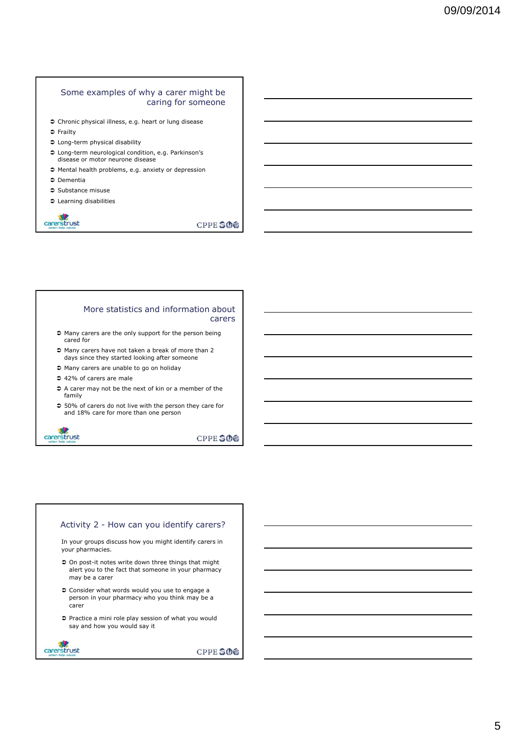## Some examples of why a carer might be caring for someone

- Chronic physical illness, e.g. heart or lung disease
- Frailty
- Long-term physical disability
- Long-term neurological condition, e.g. Parkinson's disease or motor neurone disease
- Mental health problems, e.g. anxiety or depression
- Dementia
- Substance misuse
- Learning disabilities

## More statistics and information about carers

- Many carers are the only support for the person being cared for
- Many carers have not taken a break of more than 2 days since they started looking after someone
- Many carers are unable to go on holiday
- 42% of carers are male
- A carer may not be the next of kin or a member of the family
- 50% of carers do not live with the person they care for and 18% care for more than one person

## Activity 2 - How can you identify carers?

In your groups discuss how you might identify carers in your pharmacies.

- On post-it notes write down three things that might alert you to the fact that someone in your pharmacy may be a carer
- Consider what words would you use to engage a person in your pharmacy who you think may be a carer
- Practice a mini role play session of what you would say and how you would say it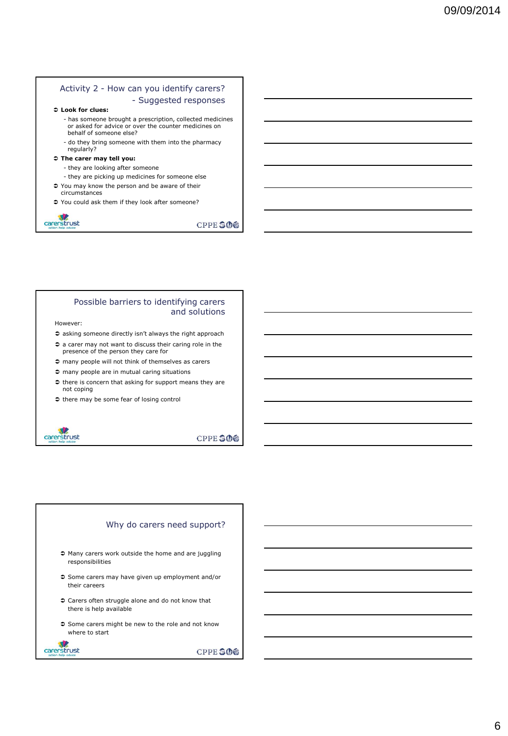## Activity 2 - How can you identify carers? - Suggested responses

- **Look for clues:**
  - has someone brought a prescription, collected medicines or asked for advice or over the counter medicines on behalf of someone else?
  - do they bring someone with them into the pharmacy regularly?
- **The carer may tell you:**
  - they are looking after someone
  - they are picking up medicines for someone else
- You may know the person and be aware of their circumstances
- You could ask them if they look after someone?

carerstrust action · help · advice

CPPE

## Possible barriers to identifying carers and solutions

However:

- asking someone directly isn't always the right approach
- a carer may not want to discuss their caring role in the presence of the person they care for
- many people will not think of themselves as carers
- many people are in mutual caring situations
- there is concern that asking for support means they are not coping
- there may be some fear of losing control

carerstrust action · help · advice

CPPE

## Why do carers need support?

- Many carers work outside the home and are juggling responsibilities
- Some carers may have given up employment and/or their careers
- Carers often struggle alone and do not know that there is help available
- Some carers might be new to the role and not know where to start

carerstrust action · help · advice

CPPE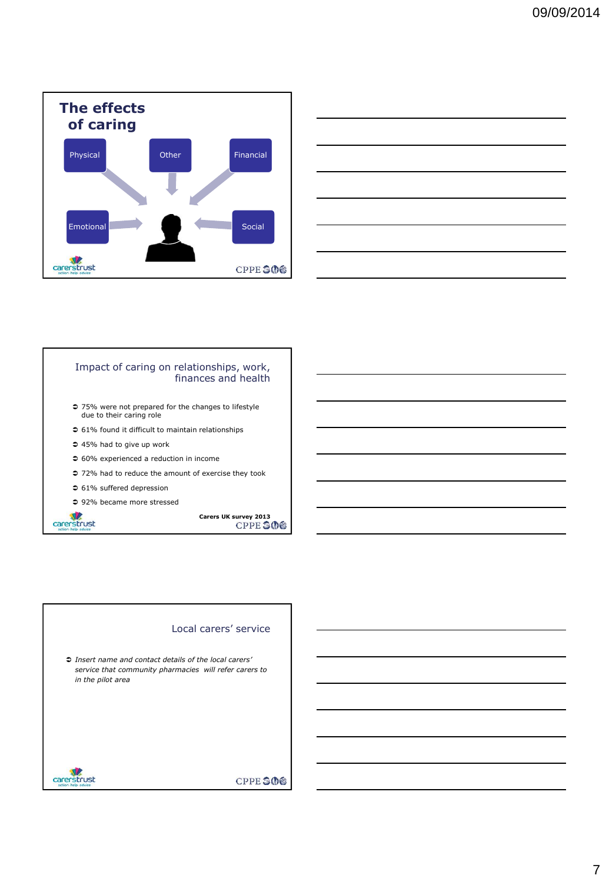## The effects of caring

Physical

Other

Financial

Emotional

Social

carerstrust

CPPE

## Impact of caring on relationships, work, finances and health

- 75% were not prepared for the changes to lifestyle due to their caring role
- 61% found it difficult to maintain relationships
- 45% had to give up work
- 60% experienced a reduction in income
- 72% had to reduce the amount of exercise they took
- 61% suffered depression
- 92% became more stressed

**Carers UK survey 2013**

carerstrust

CPPE

## Local carers' service

- *Insert name and contact details of the local carers' service that community pharmacies will refer carers to in the pilot area*

carerstrust

CPPE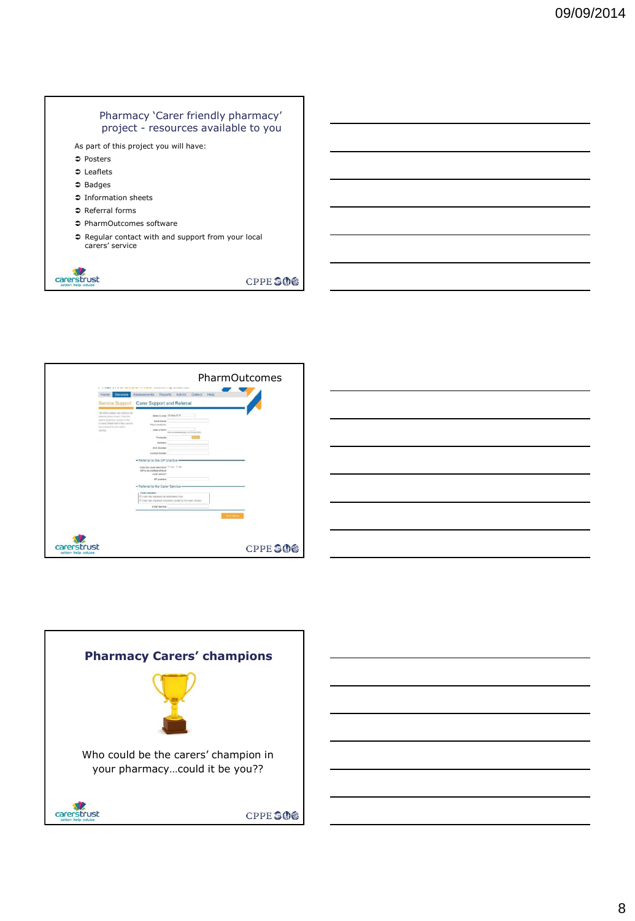## Pharmacy 'Carer friendly pharmacy' project - resources available to you

As part of this project you will have:

- Posters
- Leaflets
- Badges
- Information sheets
- Referral forms
- PharmOutcomes software
- Regular contact with and support from your local carers' service

## PharmOutcomes

## Pharmacy Carers' champions

Who could be the carers' champion in your pharmacy…could it be you??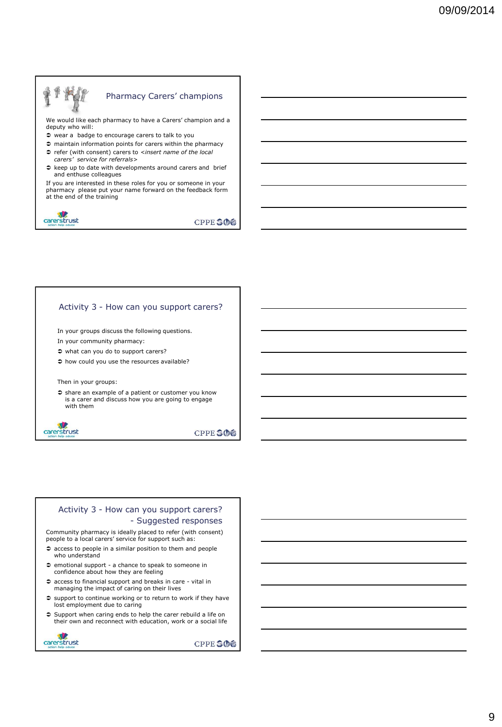## Pharmacy Carers' champions

We would like each pharmacy to have a Carers' champion and a deputy who will:

- wear a badge to encourage carers to talk to you
- maintain information points for carers within the pharmacy
- refer (with consent) carers to *<insert name of the local carers' service for referrals>*
- keep up to date with developments around carers and brief and enthuse colleagues

If you are interested in these roles for you or someone in your pharmacy please put your name forward on the feedback form at the end of the training

## Activity 3 - How can you support carers?

In your groups discuss the following questions.

In your community pharmacy:

- what can you do to support carers?
- how could you use the resources available?

Then in your groups:

- share an example of a patient or customer you know is a carer and discuss how you are going to engage with them

## Activity 3 - How can you support carers? - Suggested responses

Community pharmacy is ideally placed to refer (with consent) people to a local carers' service for support such as:

- access to people in a similar position to them and people who understand
- emotional support - a chance to speak to someone in confidence about how they are feeling
- access to financial support and breaks in care - vital in managing the impact of caring on their lives
- support to continue working or to return to work if they have lost employment due to caring
- Support when caring ends to help the carer rebuild a life on their own and reconnect with education, work or a social life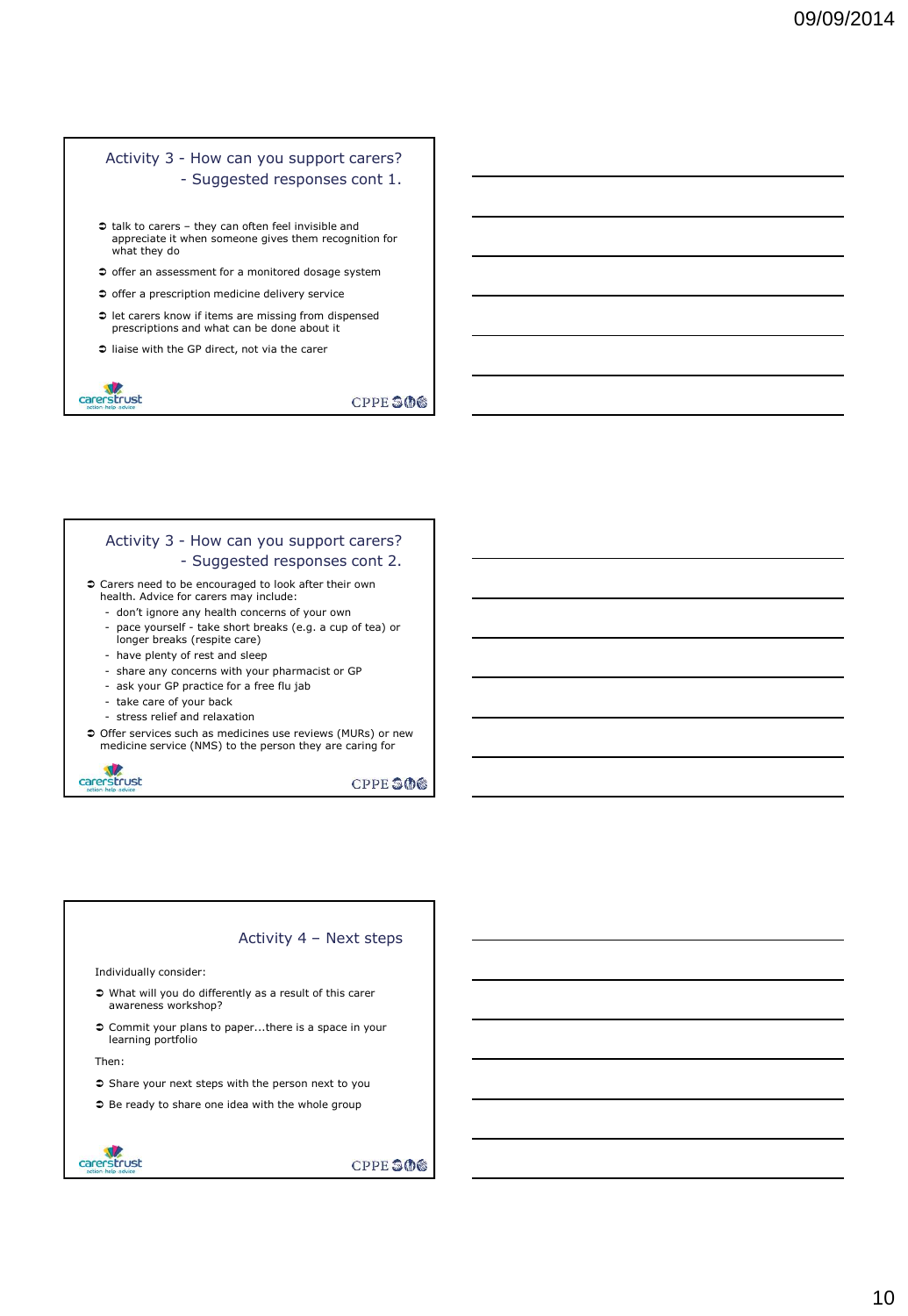## Activity 3 - How can you support carers? - Suggested responses cont 1.

- talk to carers – they can often feel invisible and appreciate it when someone gives them recognition for what they do
- offer an assessment for a monitored dosage system
- offer a prescription medicine delivery service
- let carers know if items are missing from dispensed prescriptions and what can be done about it
- liaise with the GP direct, not via the carer

## Activity 3 - How can you support carers? - Suggested responses cont 2.

- Carers need to be encouraged to look after their own health. Advice for carers may include:
  - don't ignore any health concerns of your own
  - pace yourself - take short breaks (e.g. a cup of tea) or longer breaks (respite care)
  - have plenty of rest and sleep
  - share any concerns with your pharmacist or GP
  - ask your GP practice for a free flu jab
  - take care of your back
  - stress relief and relaxation
- Offer services such as medicines use reviews (MURs) or new medicine service (NMS) to the person they are caring for

## Activity 4 – Next steps

Individually consider:

- What will you do differently as a result of this carer awareness workshop?
- Commit your plans to paper...there is a space in your learning portfolio

Then:

- Share your next steps with the person next to you
- Be ready to share one idea with the whole group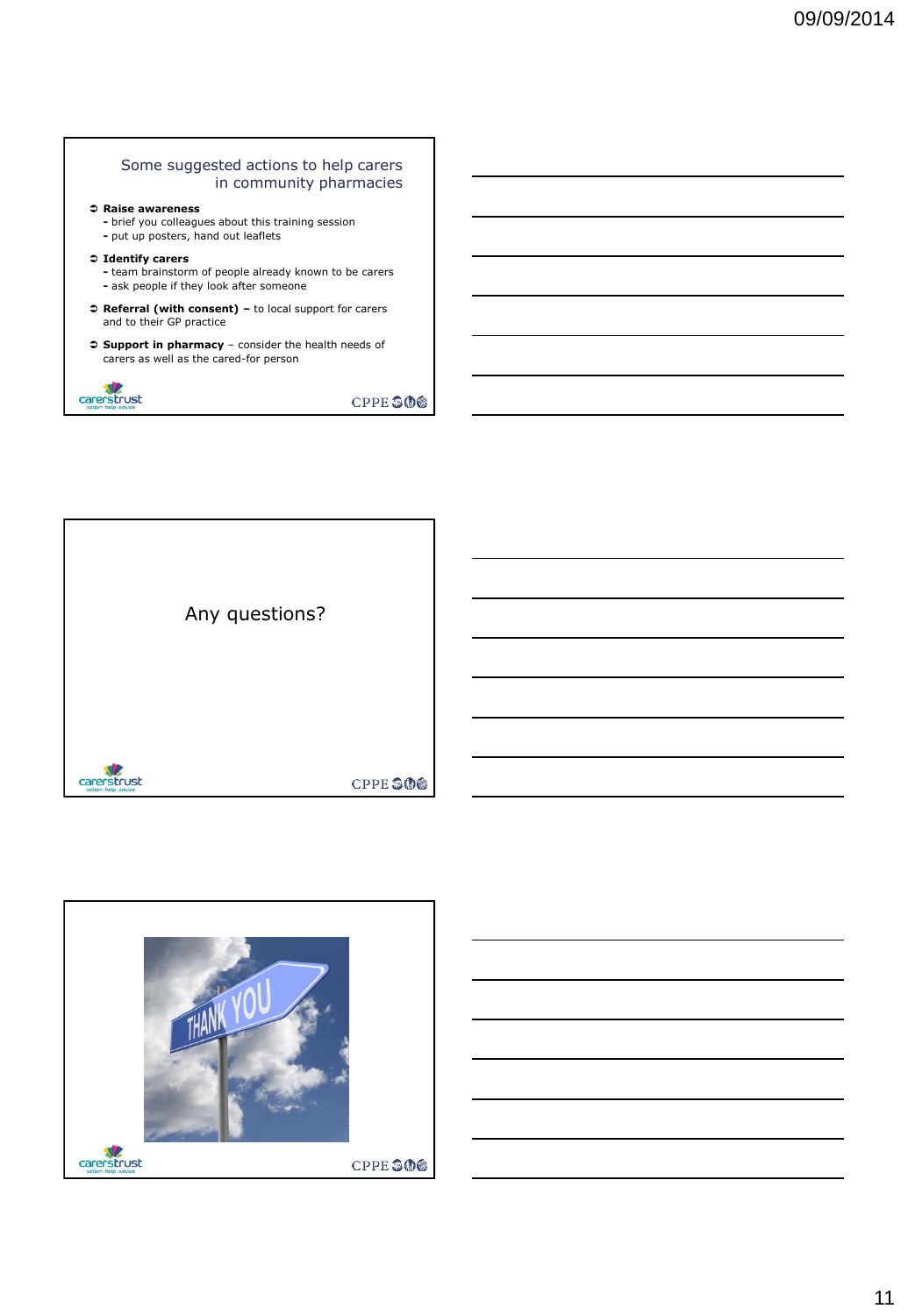## Some suggested actions to help carers in community pharmacies

- **Raise awareness**
  - brief you colleagues about this training session
  - put up posters, hand out leaflets
- **Identify carers**
  - team brainstorm of people already known to be carers
  - ask people if they look after someone
- **Referral (with consent)** – to local support for carers and to their GP practice
- **Support in pharmacy** – consider the health needs of carers as well as the cared-for person

carerstrust

CPPE

---

Any questions?

carerstrust

CPPE

---

THANK YOU

carerstrust

CPPE